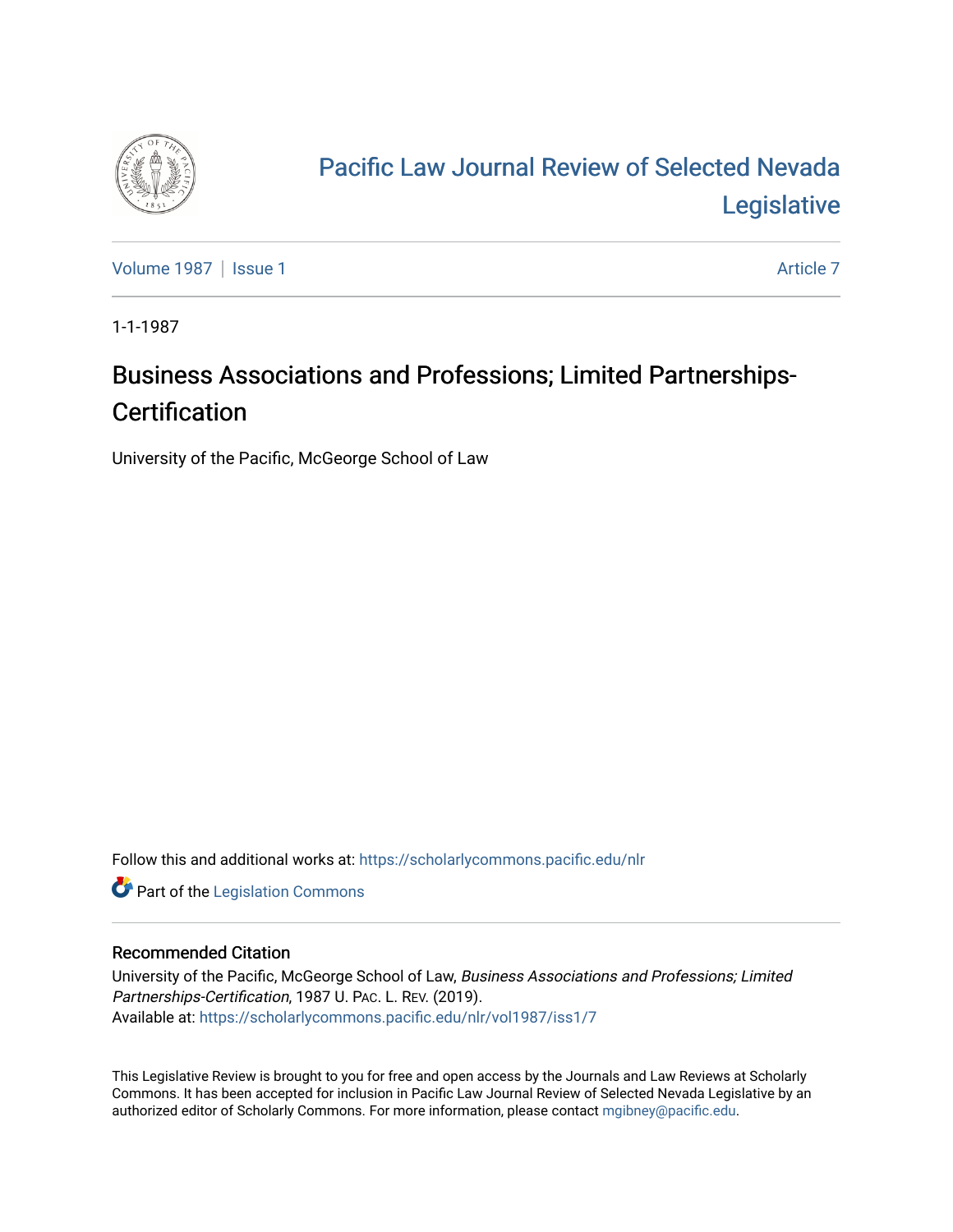# Pacific Law Journal Review of Selected Nevada Legislative

Volume 1987 | Issue 1 Article 7

1-1-1987

## Business Associations and Professions; Limited Partnerships-Certification

University of the Pacific, McGeorge School of Law

Follow this and additional works at: https://scholarlycommons.pacific.edu/nlr

Part of the Legislation Commons

### Recommended Citation

University of the Pacific, McGeorge School of Law, *Business Associations and Professions; Limited Partnerships-Certification*, 1987 U. PAC. L. REV. (2019).
Available at: https://scholarlycommons.pacific.edu/nlr/vol1987/iss1/7

This Legislative Review is brought to you for free and open access by the Journals and Law Reviews at Scholarly Commons. It has been accepted for inclusion in Pacific Law Journal Review of Selected Nevada Legislative by an authorized editor of Scholarly Commons. For more information, please contact mgibney@pacific.edu.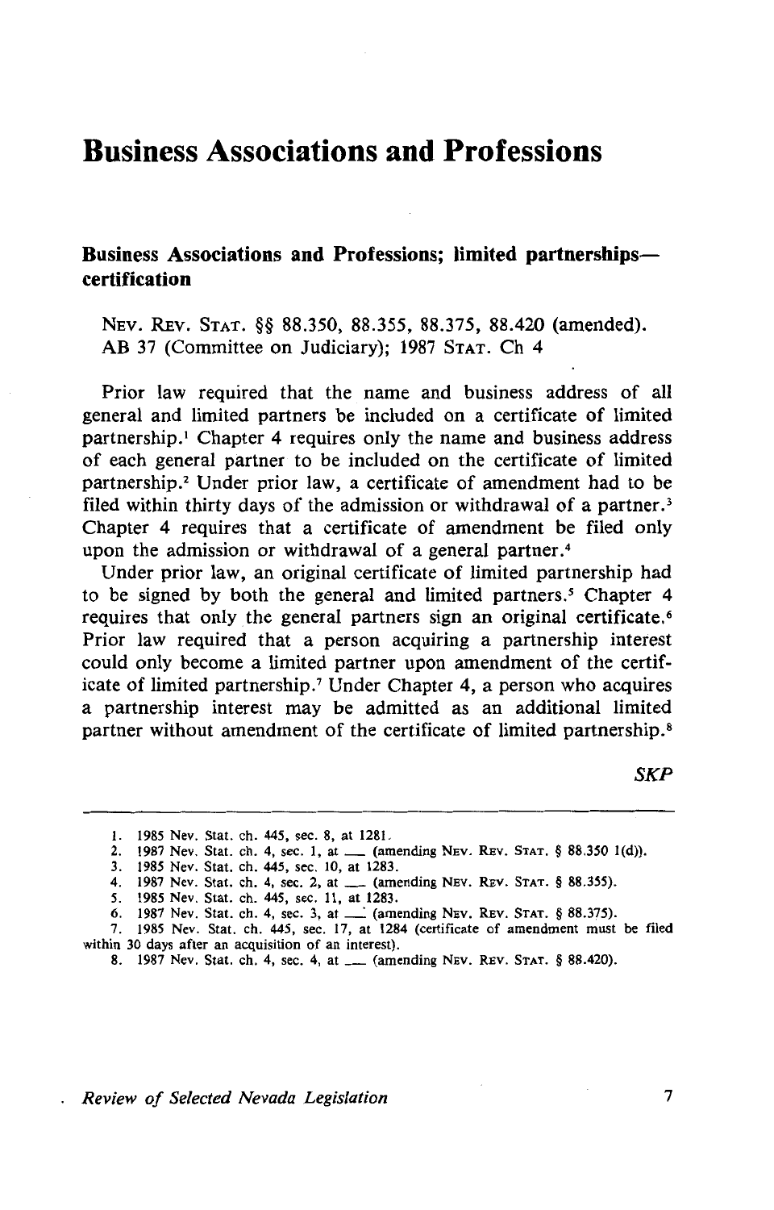# Business Associations and Professions

## Business Associations and Professions; limited partnerships—certification

NEV. REV. STAT. §§ 88.350, 88.355, 88.375, 88.420 (amended).
AB 37 (Committee on Judiciary); 1987 STAT. Ch 4

Prior law required that the name and business address of all general and limited partners be included on a certificate of limited partnership.[1] Chapter 4 requires only the name and business address of each general partner to be included on the certificate of limited partnership.[2] Under prior law, a certificate of amendment had to be filed within thirty days of the admission or withdrawal of a partner.[3] Chapter 4 requires that a certificate of amendment be filed only upon the admission or withdrawal of a general partner.[4]

Under prior law, an original certificate of limited partnership had to be signed by both the general and limited partners.[5] Chapter 4 requires that only the general partners sign an original certificate.[6] Prior law required that a person acquiring a partnership interest could only become a limited partner upon amendment of the certificate of limited partnership.[7] Under Chapter 4, a person who acquires a partnership interest may be admitted as an additional limited partner without amendment of the certificate of limited partnership.[8]

*SKP*

---

1. 1985 Nev. Stat. ch. 445, sec. 8, at 1281.
2. 1987 Nev. Stat. ch. 4, sec. 1, at ___ (amending NEV. REV. STAT. § 88.350 1(d)).
3. 1985 Nev. Stat. ch. 445, sec. 10, at 1283.
4. 1987 Nev. Stat. ch. 4, sec. 2, at ___ (amending NEV. REV. STAT. § 88.355).
5. 1985 Nev. Stat. ch. 445, sec. 11, at 1283.
6. 1987 Nev. Stat. ch. 4, sec. 3, at ___ (amending NEV. REV. STAT. § 88.375).
7. 1985 Nev. Stat. ch. 445, sec. 17, at 1284 (certificate of amendment must be filed within 30 days after an acquisition of an interest).
8. 1987 Nev. Stat. ch. 4, sec. 4, at ___ (amending NEV. REV. STAT. § 88.420).